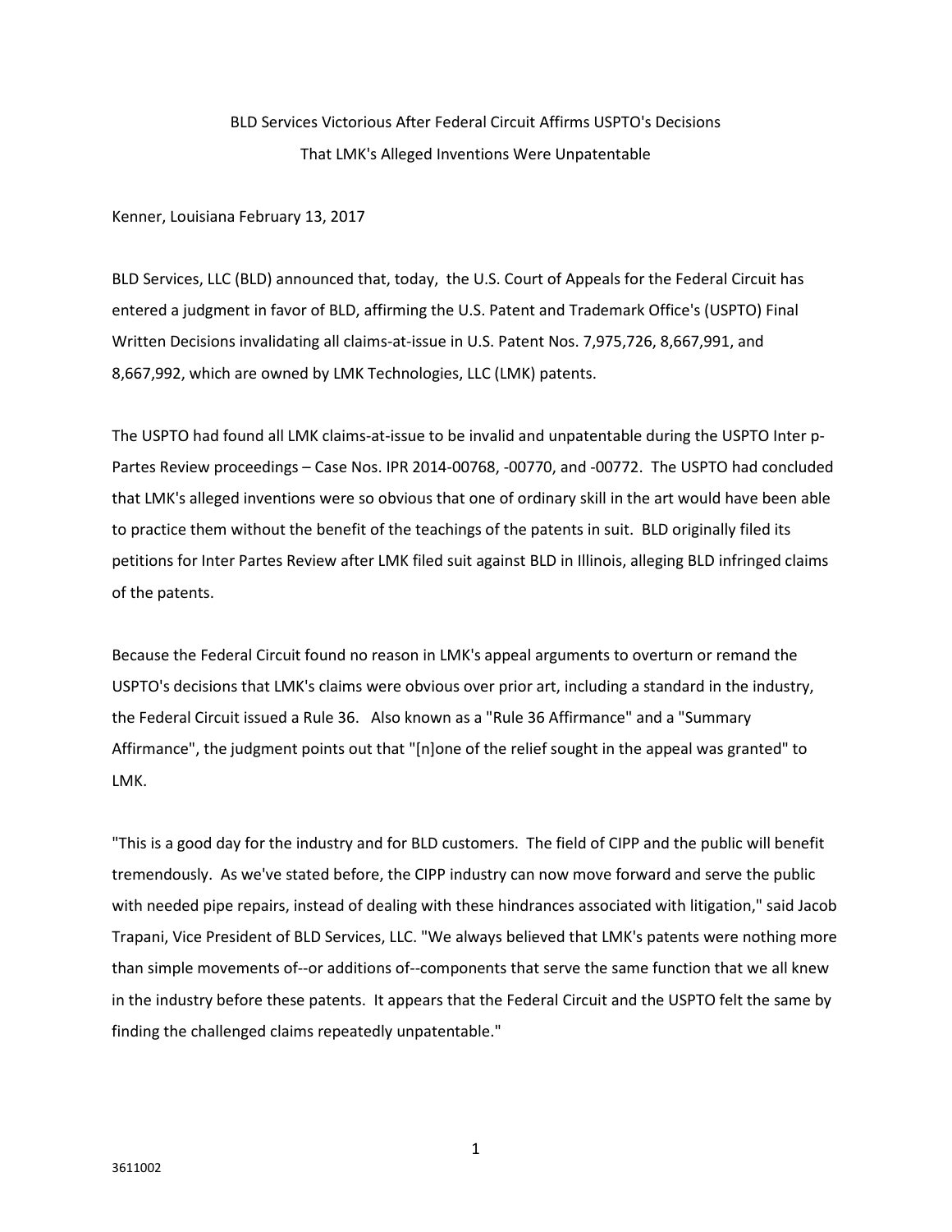# BLD Services Victorious After Federal Circuit Affirms USPTO's Decisions That LMK's Alleged Inventions Were Unpatentable

Kenner, Louisiana February 13, 2017

BLD Services, LLC (BLD) announced that, today, the U.S. Court of Appeals for the Federal Circuit has entered a judgment in favor of BLD, affirming the U.S. Patent and Trademark Office's (USPTO) Final Written Decisions invalidating all claims-at-issue in U.S. Patent Nos. 7,975,726, 8,667,991, and 8,667,992, which are owned by LMK Technologies, LLC (LMK) patents.

The USPTO had found all LMK claims-at-issue to be invalid and unpatentable during the USPTO Inter p-Partes Review proceedings – Case Nos. IPR 2014-00768, -00770, and -00772. The USPTO had concluded that LMK's alleged inventions were so obvious that one of ordinary skill in the art would have been able to practice them without the benefit of the teachings of the patents in suit. BLD originally filed its petitions for Inter Partes Review after LMK filed suit against BLD in Illinois, alleging BLD infringed claims of the patents.

Because the Federal Circuit found no reason in LMK's appeal arguments to overturn or remand the USPTO's decisions that LMK's claims were obvious over prior art, including a standard in the industry, the Federal Circuit issued a Rule 36. Also known as a "Rule 36 Affirmance" and a "Summary Affirmance", the judgment points out that "[n]one of the relief sought in the appeal was granted" to LMK.

"This is a good day for the industry and for BLD customers. The field of CIPP and the public will benefit tremendously. As we've stated before, the CIPP industry can now move forward and serve the public with needed pipe repairs, instead of dealing with these hindrances associated with litigation," said Jacob Trapani, Vice President of BLD Services, LLC. "We always believed that LMK's patents were nothing more than simple movements of--or additions of--components that serve the same function that we all knew in the industry before these patents. It appears that the Federal Circuit and the USPTO felt the same by finding the challenged claims repeatedly unpatentable."

3611002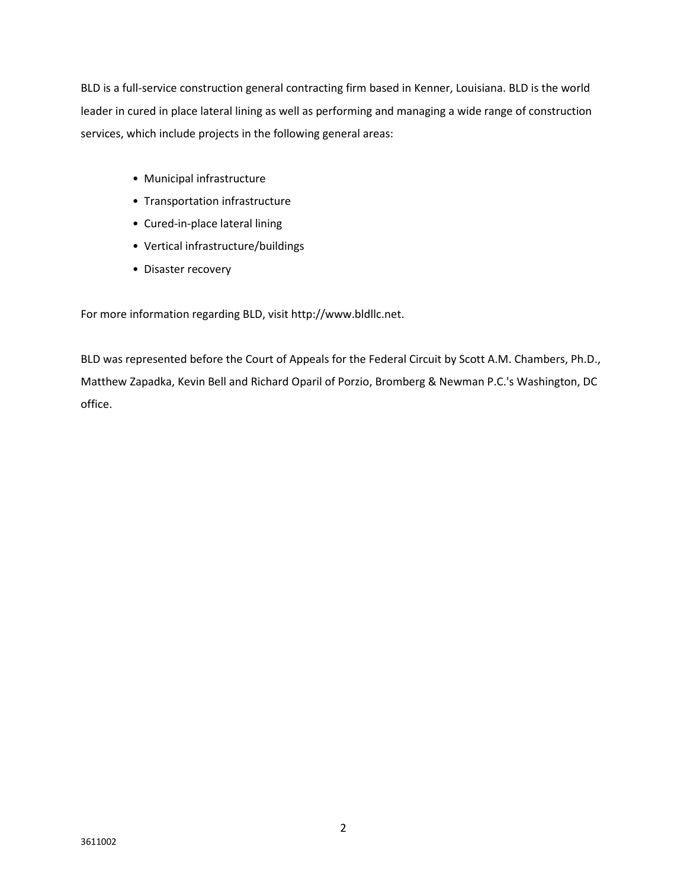BLD is a full-service construction general contracting firm based in Kenner, Louisiana. BLD is the world leader in cured in place lateral lining as well as performing and managing a wide range of construction services, which include projects in the following general areas:

- Municipal infrastructure
- Transportation infrastructure
- Cured-in-place lateral lining
- Vertical infrastructure/buildings
- Disaster recovery

For more information regarding BLD, visit http://www.bldllc.net.

BLD was represented before the Court of Appeals for the Federal Circuit by Scott A.M. Chambers, Ph.D., Matthew Zapadka, Kevin Bell and Richard Oparil of Porzio, Bromberg & Newman P.C.'s Washington, DC office.

3611002